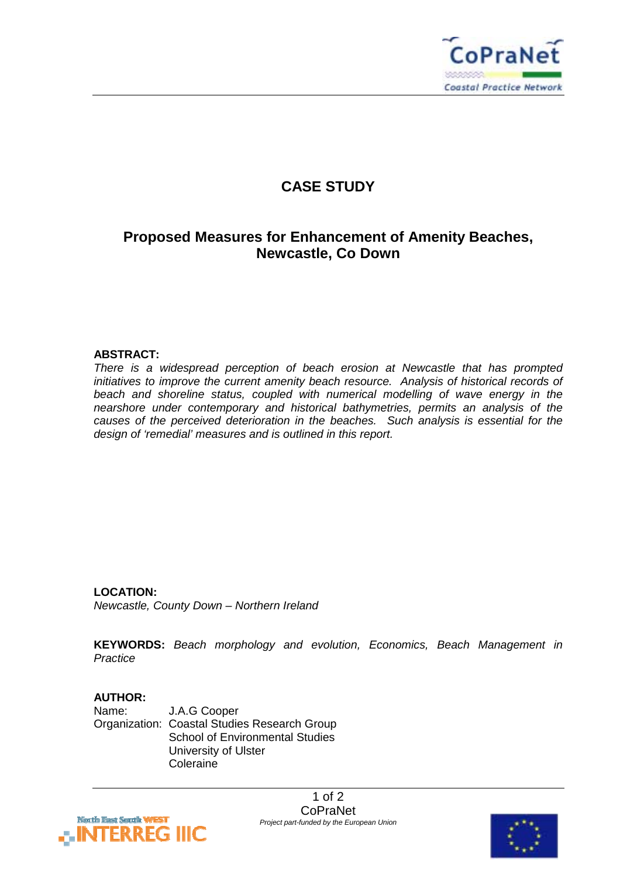# CASE STUDY

## Proposed Measures for Enhancement of Amenity Beaches, Newcastle, Co Down

**ABSTRACT:**

*There is a widespread perception of beach erosion at Newcastle that has prompted initiatives to improve the current amenity beach resource. Analysis of historical records of beach and shoreline status, coupled with numerical modelling of wave energy in the nearshore under contemporary and historical bathymetries, permits an analysis of the causes of the perceived deterioration in the beaches. Such analysis is essential for the design of 'remedial' measures and is outlined in this report.*

**LOCATION:**

*Newcastle, County Down – Northern Ireland*

**KEYWORDS:** *Beach morphology and evolution, Economics, Beach Management in Practice*

**AUTHOR:**

Name: J.A.G Cooper

Organization: Coastal Studies Research Group
School of Environmental Studies
University of Ulster
Coleraine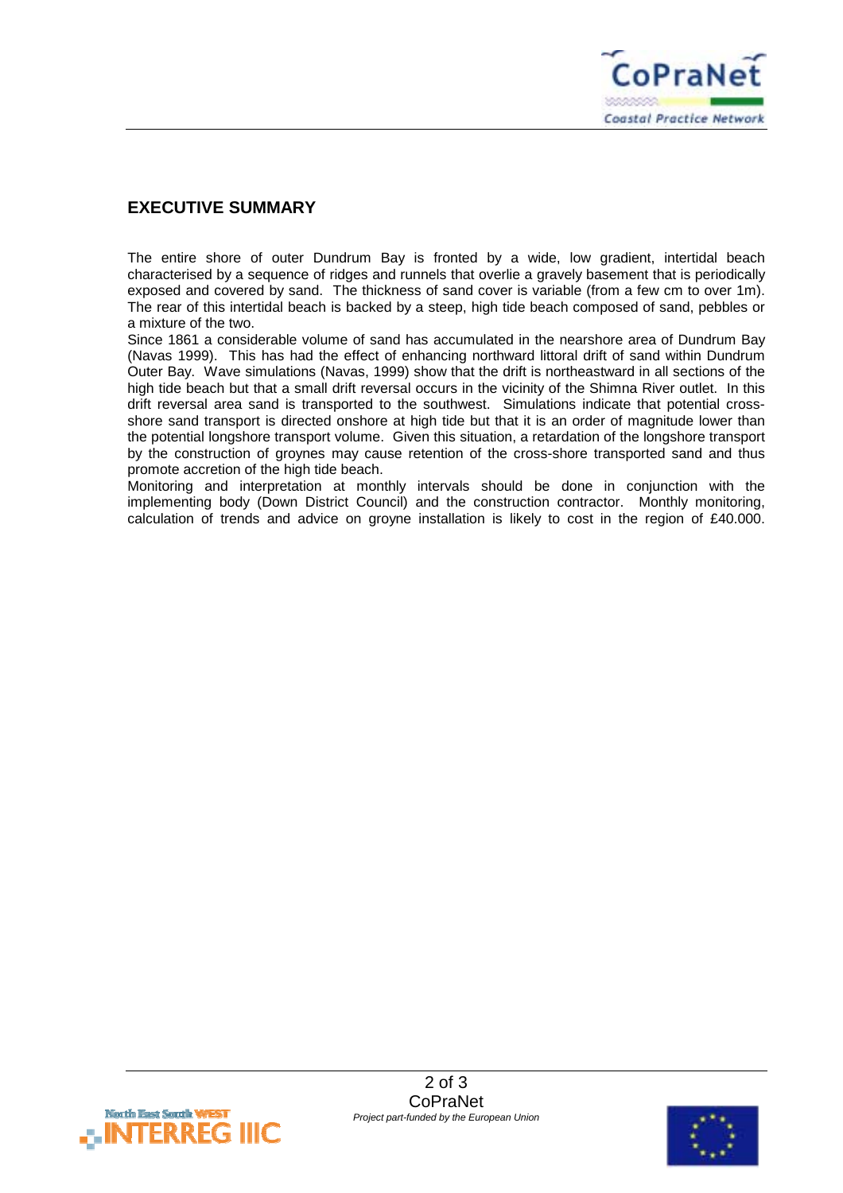## EXECUTIVE SUMMARY

The entire shore of outer Dundrum Bay is fronted by a wide, low gradient, intertidal beach characterised by a sequence of ridges and runnels that overlie a gravely basement that is periodically exposed and covered by sand. The thickness of sand cover is variable (from a few cm to over 1m). The rear of this intertidal beach is backed by a steep, high tide beach composed of sand, pebbles or a mixture of the two.

Since 1861 a considerable volume of sand has accumulated in the nearshore area of Dundrum Bay (Navas 1999). This has had the effect of enhancing northward littoral drift of sand within Dundrum Outer Bay. Wave simulations (Navas, 1999) show that the drift is northeastward in all sections of the high tide beach but that a small drift reversal occurs in the vicinity of the Shimna River outlet. In this drift reversal area sand is transported to the southwest. Simulations indicate that potential cross-shore sand transport is directed onshore at high tide but that it is an order of magnitude lower than the potential longshore transport volume. Given this situation, a retardation of the longshore transport by the construction of groynes may cause retention of the cross-shore transported sand and thus promote accretion of the high tide beach.

Monitoring and interpretation at monthly intervals should be done in conjunction with the implementing body (Down District Council) and the construction contractor. Monthly monitoring, calculation of trends and advice on groyne installation is likely to cost in the region of £40.000.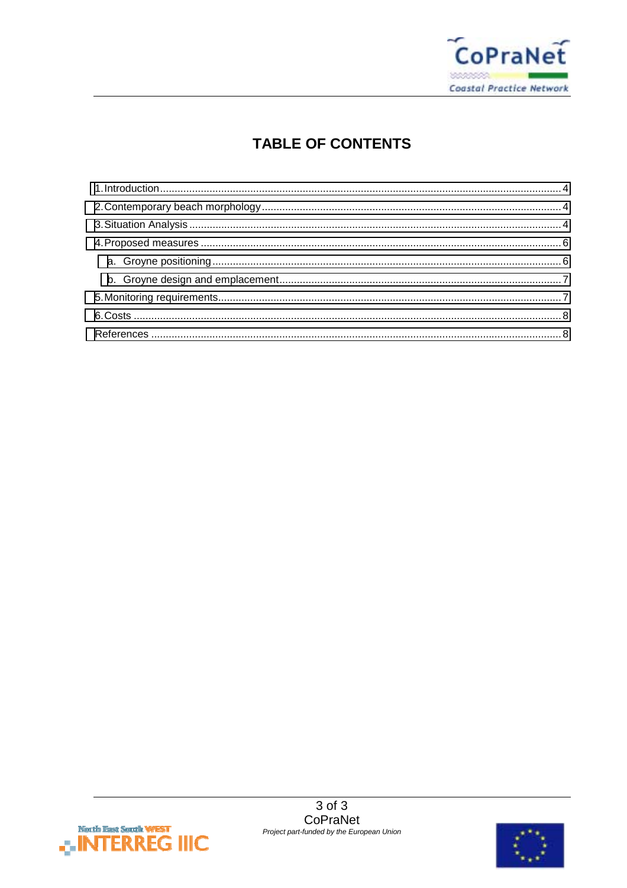# TABLE OF CONTENTS

1. Introduction ........................................................................................................ 4
2. Contemporary beach morphology ........................................................................ 4
3. Situation Analysis ................................................................................................ 4
4. Proposed measures .............................................................................................. 6
   a. Groyne positioning ........................................................................................ 6
   b. Groyne design and emplacement ................................................................... 7
5. Monitoring requirements ...................................................................................... 7
6. Costs ..................................................................................................................... 8

References ................................................................................................................ 8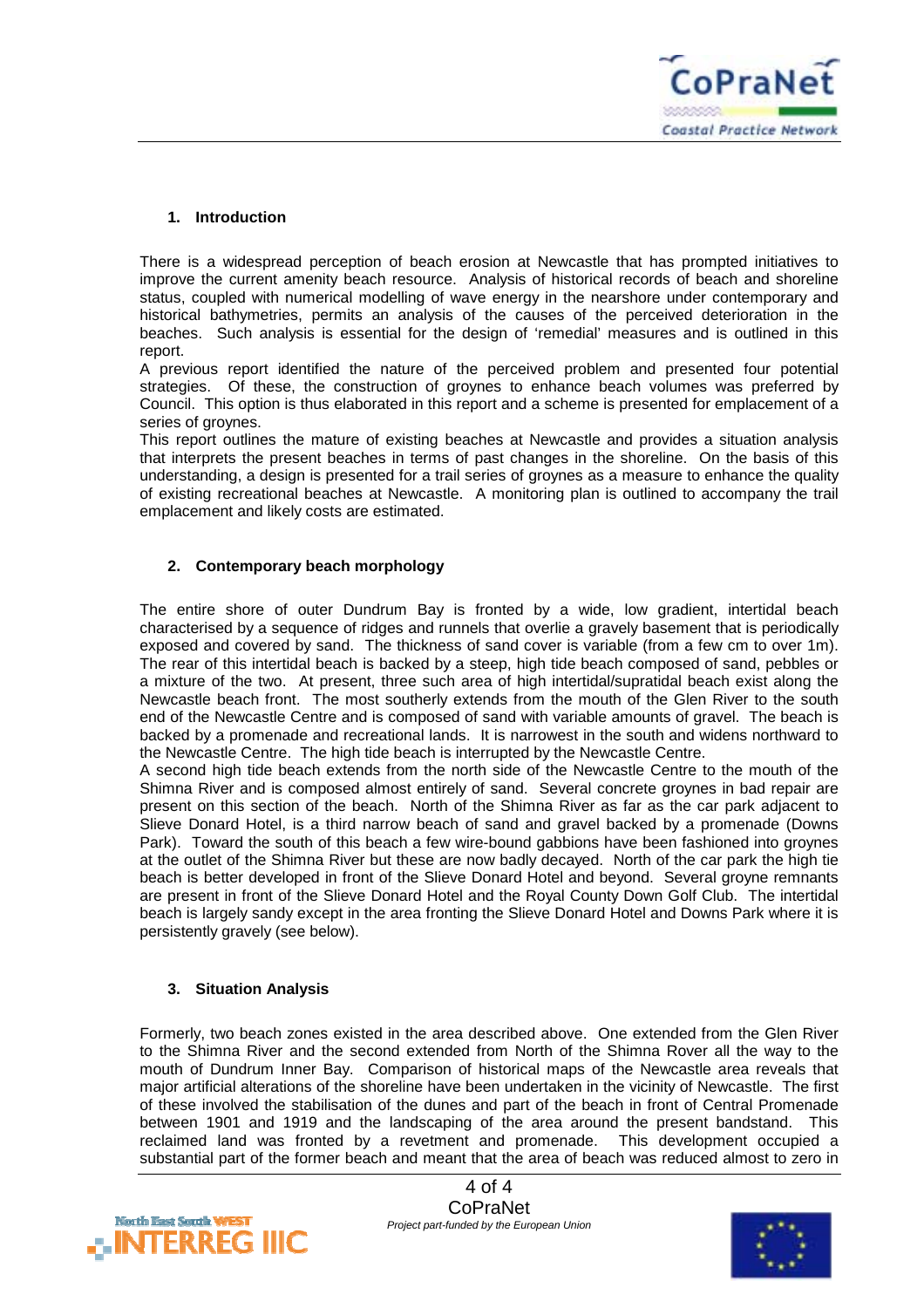## 1. Introduction

There is a widespread perception of beach erosion at Newcastle that has prompted initiatives to improve the current amenity beach resource. Analysis of historical records of beach and shoreline status, coupled with numerical modelling of wave energy in the nearshore under contemporary and historical bathymetries, permits an analysis of the causes of the perceived deterioration in the beaches. Such analysis is essential for the design of 'remedial' measures and is outlined in this report.

A previous report identified the nature of the perceived problem and presented four potential strategies. Of these, the construction of groynes to enhance beach volumes was preferred by Council. This option is thus elaborated in this report and a scheme is presented for emplacement of a series of groynes.

This report outlines the mature of existing beaches at Newcastle and provides a situation analysis that interprets the present beaches in terms of past changes in the shoreline. On the basis of this understanding, a design is presented for a trail series of groynes as a measure to enhance the quality of existing recreational beaches at Newcastle. A monitoring plan is outlined to accompany the trail emplacement and likely costs are estimated.

## 2. Contemporary beach morphology

The entire shore of outer Dundrum Bay is fronted by a wide, low gradient, intertidal beach characterised by a sequence of ridges and runnels that overlie a gravely basement that is periodically exposed and covered by sand. The thickness of sand cover is variable (from a few cm to over 1m). The rear of this intertidal beach is backed by a steep, high tide beach composed of sand, pebbles or a mixture of the two. At present, three such area of high intertidal/supratidal beach exist along the Newcastle beach front. The most southerly extends from the mouth of the Glen River to the south end of the Newcastle Centre and is composed of sand with variable amounts of gravel. The beach is backed by a promenade and recreational lands. It is narrowest in the south and widens northward to the Newcastle Centre. The high tide beach is interrupted by the Newcastle Centre.

A second high tide beach extends from the north side of the Newcastle Centre to the mouth of the Shimna River and is composed almost entirely of sand. Several concrete groynes in bad repair are present on this section of the beach. North of the Shimna River as far as the car park adjacent to Slieve Donard Hotel, is a third narrow beach of sand and gravel backed by a promenade (Downs Park). Toward the south of this beach a few wire-bound gabbions have been fashioned into groynes at the outlet of the Shimna River but these are now badly decayed. North of the car park the high tie beach is better developed in front of the Slieve Donard Hotel and beyond. Several groyne remnants are present in front of the Slieve Donard Hotel and the Royal County Down Golf Club. The intertidal beach is largely sandy except in the area fronting the Slieve Donard Hotel and Downs Park where it is persistently gravely (see below).

## 3. Situation Analysis

Formerly, two beach zones existed in the area described above. One extended from the Glen River to the Shimna River and the second extended from North of the Shimna Rover all the way to the mouth of Dundrum Inner Bay. Comparison of historical maps of the Newcastle area reveals that major artificial alterations of the shoreline have been undertaken in the vicinity of Newcastle. The first of these involved the stabilisation of the dunes and part of the beach in front of Central Promenade between 1901 and 1919 and the landscaping of the area around the present bandstand. This reclaimed land was fronted by a revetment and promenade. This development occupied a substantial part of the former beach and meant that the area of beach was reduced almost to zero in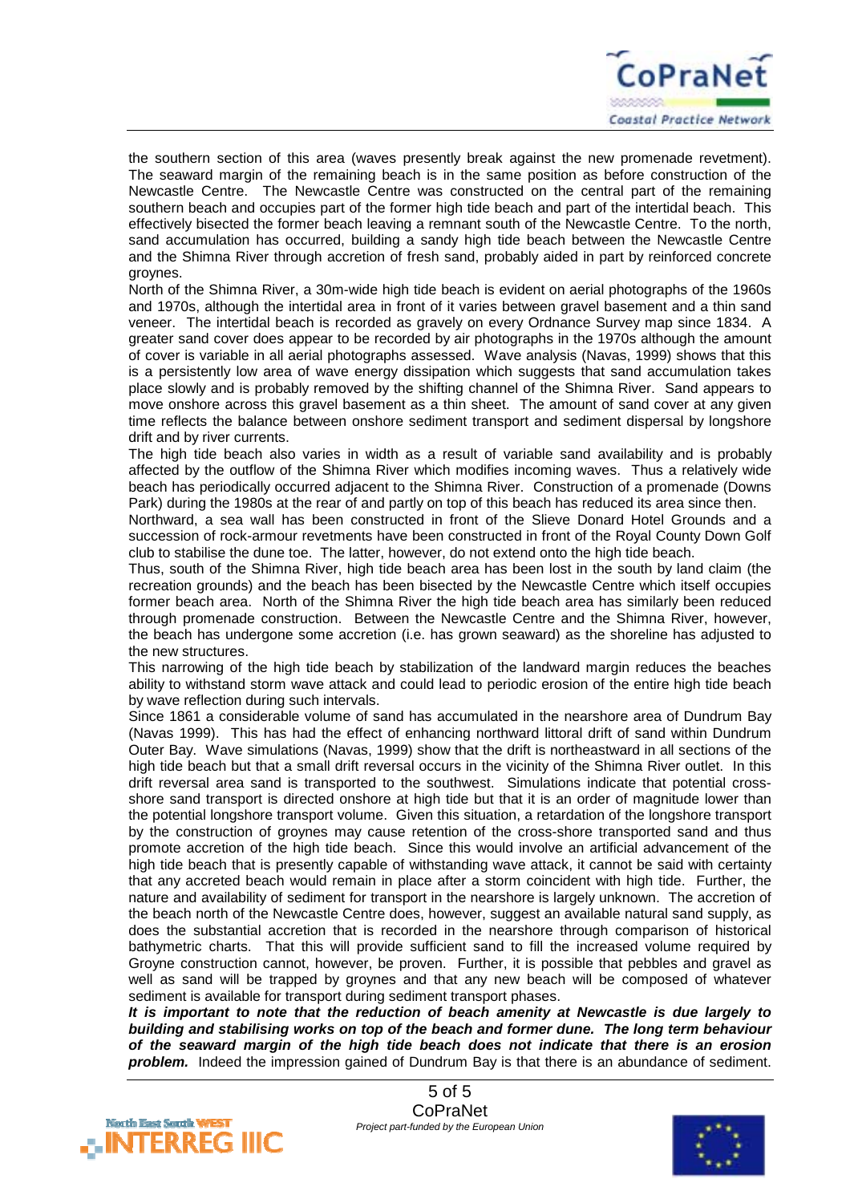the southern section of this area (waves presently break against the new promenade revetment). The seaward margin of the remaining beach is in the same position as before construction of the Newcastle Centre. The Newcastle Centre was constructed on the central part of the remaining southern beach and occupies part of the former high tide beach and part of the intertidal beach. This effectively bisected the former beach leaving a remnant south of the Newcastle Centre. To the north, sand accumulation has occurred, building a sandy high tide beach between the Newcastle Centre and the Shimna River through accretion of fresh sand, probably aided in part by reinforced concrete groynes.

North of the Shimna River, a 30m-wide high tide beach is evident on aerial photographs of the 1960s and 1970s, although the intertidal area in front of it varies between gravel basement and a thin sand veneer. The intertidal beach is recorded as gravely on every Ordnance Survey map since 1834. A greater sand cover does appear to be recorded by air photographs in the 1970s although the amount of cover is variable in all aerial photographs assessed. Wave analysis (Navas, 1999) shows that this is a persistently low area of wave energy dissipation which suggests that sand accumulation takes place slowly and is probably removed by the shifting channel of the Shimna River. Sand appears to move onshore across this gravel basement as a thin sheet. The amount of sand cover at any given time reflects the balance between onshore sediment transport and sediment dispersal by longshore drift and by river currents.

The high tide beach also varies in width as a result of variable sand availability and is probably affected by the outflow of the Shimna River which modifies incoming waves. Thus a relatively wide beach has periodically occurred adjacent to the Shimna River. Construction of a promenade (Downs Park) during the 1980s at the rear of and partly on top of this beach has reduced its area since then.

Northward, a sea wall has been constructed in front of the Slieve Donard Hotel Grounds and a succession of rock-armour revetments have been constructed in front of the Royal County Down Golf club to stabilise the dune toe. The latter, however, do not extend onto the high tide beach.

Thus, south of the Shimna River, high tide beach area has been lost in the south by land claim (the recreation grounds) and the beach has been bisected by the Newcastle Centre which itself occupies former beach area. North of the Shimna River the high tide beach area has similarly been reduced through promenade construction. Between the Newcastle Centre and the Shimna River, however, the beach has undergone some accretion (i.e. has grown seaward) as the shoreline has adjusted to the new structures.

This narrowing of the high tide beach by stabilization of the landward margin reduces the beaches ability to withstand storm wave attack and could lead to periodic erosion of the entire high tide beach by wave reflection during such intervals.

Since 1861 a considerable volume of sand has accumulated in the nearshore area of Dundrum Bay (Navas 1999). This has had the effect of enhancing northward littoral drift of sand within Dundrum Outer Bay. Wave simulations (Navas, 1999) show that the drift is northeastward in all sections of the high tide beach but that a small drift reversal occurs in the vicinity of the Shimna River outlet. In this drift reversal area sand is transported to the southwest. Simulations indicate that potential cross-shore sand transport is directed onshore at high tide but that it is an order of magnitude lower than the potential longshore transport volume. Given this situation, a retardation of the longshore transport by the construction of groynes may cause retention of the cross-shore transported sand and thus promote accretion of the high tide beach. Since this would involve an artificial advancement of the high tide beach that is presently capable of withstanding wave attack, it cannot be said with certainty that any accreted beach would remain in place after a storm coincident with high tide. Further, the nature and availability of sediment for transport in the nearshore is largely unknown. The accretion of the beach north of the Newcastle Centre does, however, suggest an available natural sand supply, as does the substantial accretion that is recorded in the nearshore through comparison of historical bathymetric charts. That this will provide sufficient sand to fill the increased volume required by Groyne construction cannot, however, be proven. Further, it is possible that pebbles and gravel as well as sand will be trapped by groynes and that any new beach will be composed of whatever sediment is available for transport during sediment transport phases.

***It is important to note that the reduction of beach amenity at Newcastle is due largely to building and stabilising works on top of the beach and former dune. The long term behaviour of the seaward margin of the high tide beach does not indicate that there is an erosion problem.*** Indeed the impression gained of Dundrum Bay is that there is an abundance of sediment.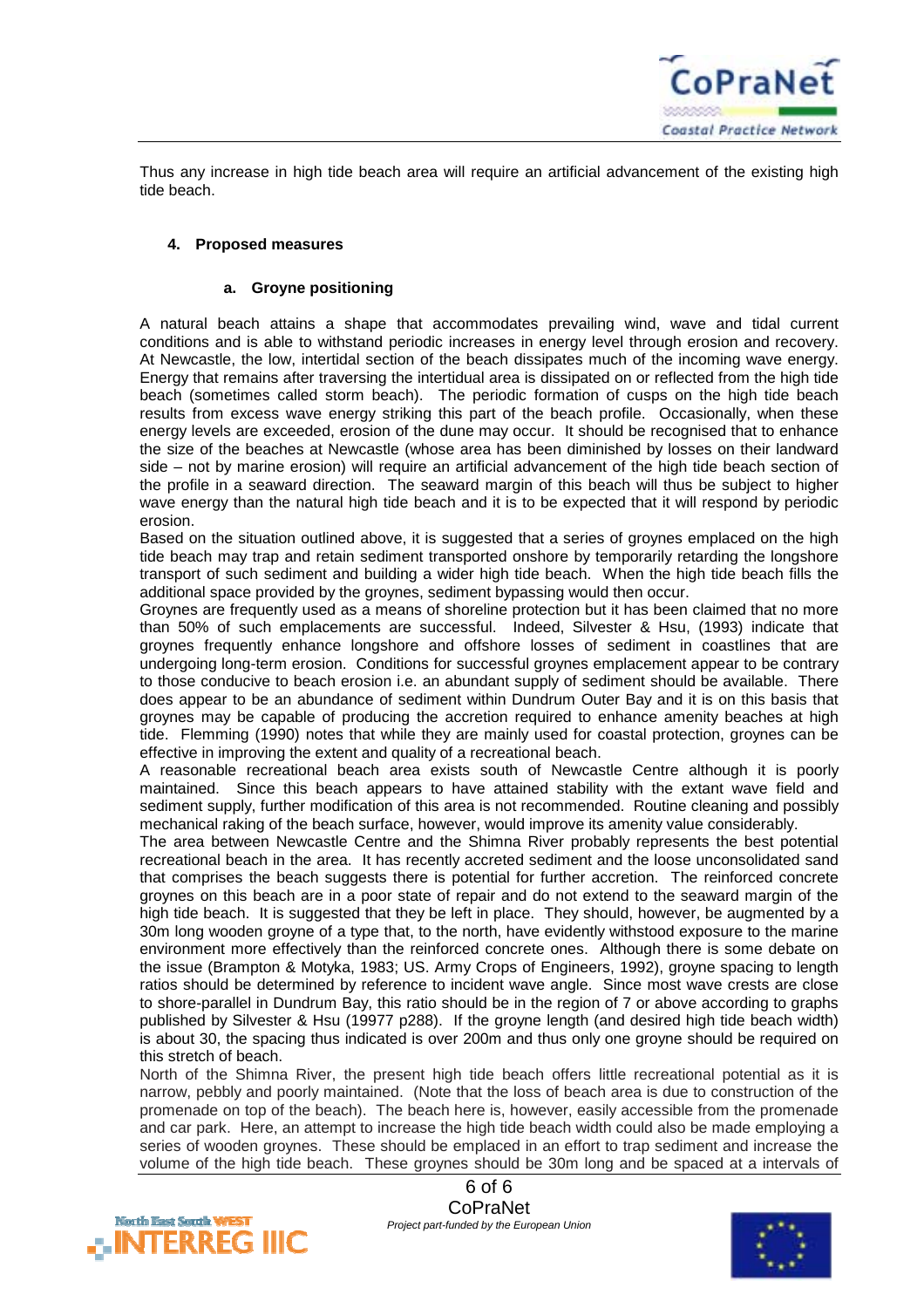Thus any increase in high tide beach area will require an artificial advancement of the existing high tide beach.

## 4. Proposed measures

### a. Groyne positioning

A natural beach attains a shape that accommodates prevailing wind, wave and tidal current conditions and is able to withstand periodic increases in energy level through erosion and recovery. At Newcastle, the low, intertidal section of the beach dissipates much of the incoming wave energy. Energy that remains after traversing the intertidual area is dissipated on or reflected from the high tide beach (sometimes called storm beach). The periodic formation of cusps on the high tide beach results from excess wave energy striking this part of the beach profile. Occasionally, when these energy levels are exceeded, erosion of the dune may occur. It should be recognised that to enhance the size of the beaches at Newcastle (whose area has been diminished by losses on their landward side – not by marine erosion) will require an artificial advancement of the high tide beach section of the profile in a seaward direction. The seaward margin of this beach will thus be subject to higher wave energy than the natural high tide beach and it is to be expected that it will respond by periodic erosion.

Based on the situation outlined above, it is suggested that a series of groynes emplaced on the high tide beach may trap and retain sediment transported onshore by temporarily retarding the longshore transport of such sediment and building a wider high tide beach. When the high tide beach fills the additional space provided by the groynes, sediment bypassing would then occur.

Groynes are frequently used as a means of shoreline protection but it has been claimed that no more than 50% of such emplacements are successful. Indeed, Silvester & Hsu, (1993) indicate that groynes frequently enhance longshore and offshore losses of sediment in coastlines that are undergoing long-term erosion. Conditions for successful groynes emplacement appear to be contrary to those conducive to beach erosion i.e. an abundant supply of sediment should be available. There does appear to be an abundance of sediment within Dundrum Outer Bay and it is on this basis that groynes may be capable of producing the accretion required to enhance amenity beaches at high tide. Flemming (1990) notes that while they are mainly used for coastal protection, groynes can be effective in improving the extent and quality of a recreational beach.

A reasonable recreational beach area exists south of Newcastle Centre although it is poorly maintained. Since this beach appears to have attained stability with the extant wave field and sediment supply, further modification of this area is not recommended. Routine cleaning and possibly mechanical raking of the beach surface, however, would improve its amenity value considerably.

The area between Newcastle Centre and the Shimna River probably represents the best potential recreational beach in the area. It has recently accreted sediment and the loose unconsolidated sand that comprises the beach suggests there is potential for further accretion. The reinforced concrete groynes on this beach are in a poor state of repair and do not extend to the seaward margin of the high tide beach. It is suggested that they be left in place. They should, however, be augmented by a 30m long wooden groyne of a type that, to the north, have evidently withstood exposure to the marine environment more effectively than the reinforced concrete ones. Although there is some debate on the issue (Brampton & Motyka, 1983; US. Army Crops of Engineers, 1992), groyne spacing to length ratios should be determined by reference to incident wave angle. Since most wave crests are close to shore-parallel in Dundrum Bay, this ratio should be in the region of 7 or above according to graphs published by Silvester & Hsu (19977 p288). If the groyne length (and desired high tide beach width) is about 30, the spacing thus indicated is over 200m and thus only one groyne should be required on this stretch of beach.

North of the Shimna River, the present high tide beach offers little recreational potential as it is narrow, pebbly and poorly maintained. (Note that the loss of beach area is due to construction of the promenade on top of the beach). The beach here is, however, easily accessible from the promenade and car park. Here, an attempt to increase the high tide beach width could also be made employing a series of wooden groynes. These should be emplaced in an effort to trap sediment and increase the volume of the high tide beach. These groynes should be 30m long and be spaced at a intervals of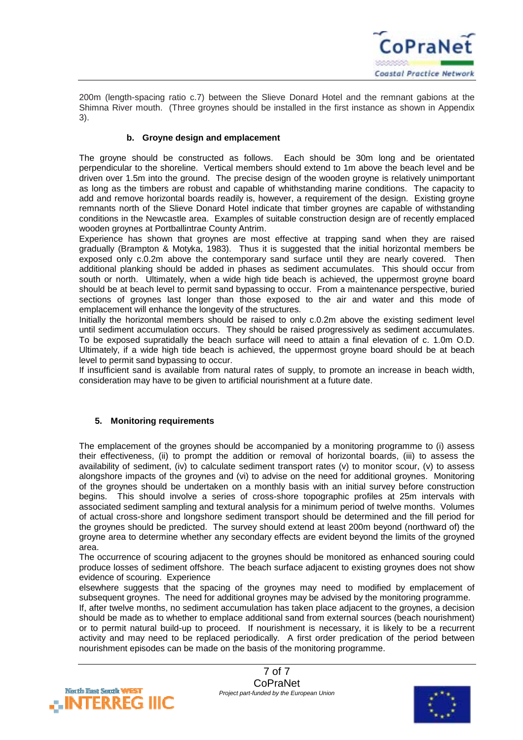200m (length-spacing ratio c.7) between the Slieve Donard Hotel and the remnant gabions at the Shimna River mouth. (Three groynes should be installed in the first instance as shown in Appendix 3).

#### b. Groyne design and emplacement

The groyne should be constructed as follows. Each should be 30m long and be orientated perpendicular to the shoreline. Vertical members should extend to 1m above the beach level and be driven over 1.5m into the ground. The precise design of the wooden groyne is relatively unimportant as long as the timbers are robust and capable of whithstanding marine conditions. The capacity to add and remove horizontal boards readily is, however, a requirement of the design. Existing groyne remnants north of the Slieve Donard Hotel indicate that timber groynes are capable of withstanding conditions in the Newcastle area. Examples of suitable construction design are of recently emplaced wooden groynes at Portballintrae County Antrim.

Experience has shown that groynes are most effective at trapping sand when they are raised gradually (Brampton & Motyka, 1983). Thus it is suggested that the initial horizontal members be exposed only c.0.2m above the contemporary sand surface until they are nearly covered. Then additional planking should be added in phases as sediment accumulates. This should occur from south or north. Ultimately, when a wide high tide beach is achieved, the uppermost groyne board should be at beach level to permit sand bypassing to occur. From a maintenance perspective, buried sections of groynes last longer than those exposed to the air and water and this mode of emplacement will enhance the longevity of the structures.

Initially the horizontal members should be raised to only c.0.2m above the existing sediment level until sediment accumulation occurs. They should be raised progressively as sediment accumulates. To be exposed supratidally the beach surface will need to attain a final elevation of c. 1.0m O.D. Ultimately, if a wide high tide beach is achieved, the uppermost groyne board should be at beach level to permit sand bypassing to occur.

If insufficient sand is available from natural rates of supply, to promote an increase in beach width, consideration may have to be given to artificial nourishment at a future date.

### 5. Monitoring requirements

The emplacement of the groynes should be accompanied by a monitoring programme to (i) assess their effectiveness, (ii) to prompt the addition or removal of horizontal boards, (iii) to assess the availability of sediment, (iv) to calculate sediment transport rates (v) to monitor scour, (v) to assess alongshore impacts of the groynes and (vi) to advise on the need for additional groynes. Monitoring of the groynes should be undertaken on a monthly basis with an initial survey before construction begins. This should involve a series of cross-shore topographic profiles at 25m intervals with associated sediment sampling and textural analysis for a minimum period of twelve months. Volumes of actual cross-shore and longshore sediment transport should be determined and the fill period for the groynes should be predicted. The survey should extend at least 200m beyond (northward of) the groyne area to determine whether any secondary effects are evident beyond the limits of the groyned area.

The occurrence of scouring adjacent to the groynes should be monitored as enhanced souring could produce losses of sediment offshore. The beach surface adjacent to existing groynes does not show evidence of scouring. Experience elsewhere suggests that the spacing of the groynes may need to modified by emplacement of subsequent groynes. The need for additional groynes may be advised by the monitoring programme.

If, after twelve months, no sediment accumulation has taken place adjacent to the groynes, a decision should be made as to whether to emplace additional sand from external sources (beach nourishment) or to permit natural build-up to proceed. If nourishment is necessary, it is likely to be a recurrent activity and may need to be replaced periodically. A first order predication of the period between nourishment episodes can be made on the basis of the monitoring programme.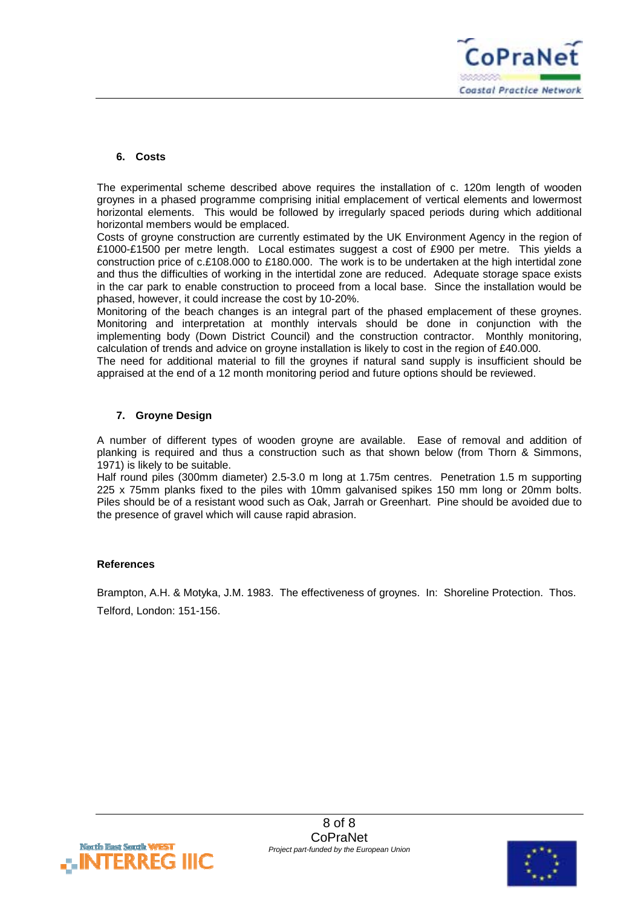## 6. Costs

The experimental scheme described above requires the installation of c. 120m length of wooden groynes in a phased programme comprising initial emplacement of vertical elements and lowermost horizontal elements. This would be followed by irregularly spaced periods during which additional horizontal members would be emplaced.

Costs of groyne construction are currently estimated by the UK Environment Agency in the region of £1000-£1500 per metre length. Local estimates suggest a cost of £900 per metre. This yields a construction price of c.£108.000 to £180.000. The work is to be undertaken at the high intertidal zone and thus the difficulties of working in the intertidal zone are reduced. Adequate storage space exists in the car park to enable construction to proceed from a local base. Since the installation would be phased, however, it could increase the cost by 10-20%.

Monitoring of the beach changes is an integral part of the phased emplacement of these groynes. Monitoring and interpretation at monthly intervals should be done in conjunction with the implementing body (Down District Council) and the construction contractor. Monthly monitoring, calculation of trends and advice on groyne installation is likely to cost in the region of £40.000.

The need for additional material to fill the groynes if natural sand supply is insufficient should be appraised at the end of a 12 month monitoring period and future options should be reviewed.

## 7. Groyne Design

A number of different types of wooden groyne are available. Ease of removal and addition of planking is required and thus a construction such as that shown below (from Thorn & Simmons, 1971) is likely to be suitable.

Half round piles (300mm diameter) 2.5-3.0 m long at 1.75m centres. Penetration 1.5 m supporting 225 x 75mm planks fixed to the piles with 10mm galvanised spikes 150 mm long or 20mm bolts. Piles should be of a resistant wood such as Oak, Jarrah or Greenhart. Pine should be avoided due to the presence of gravel which will cause rapid abrasion.

### References

Brampton, A.H. & Motyka, J.M. 1983. The effectiveness of groynes. In: Shoreline Protection. Thos. Telford, London: 151-156.